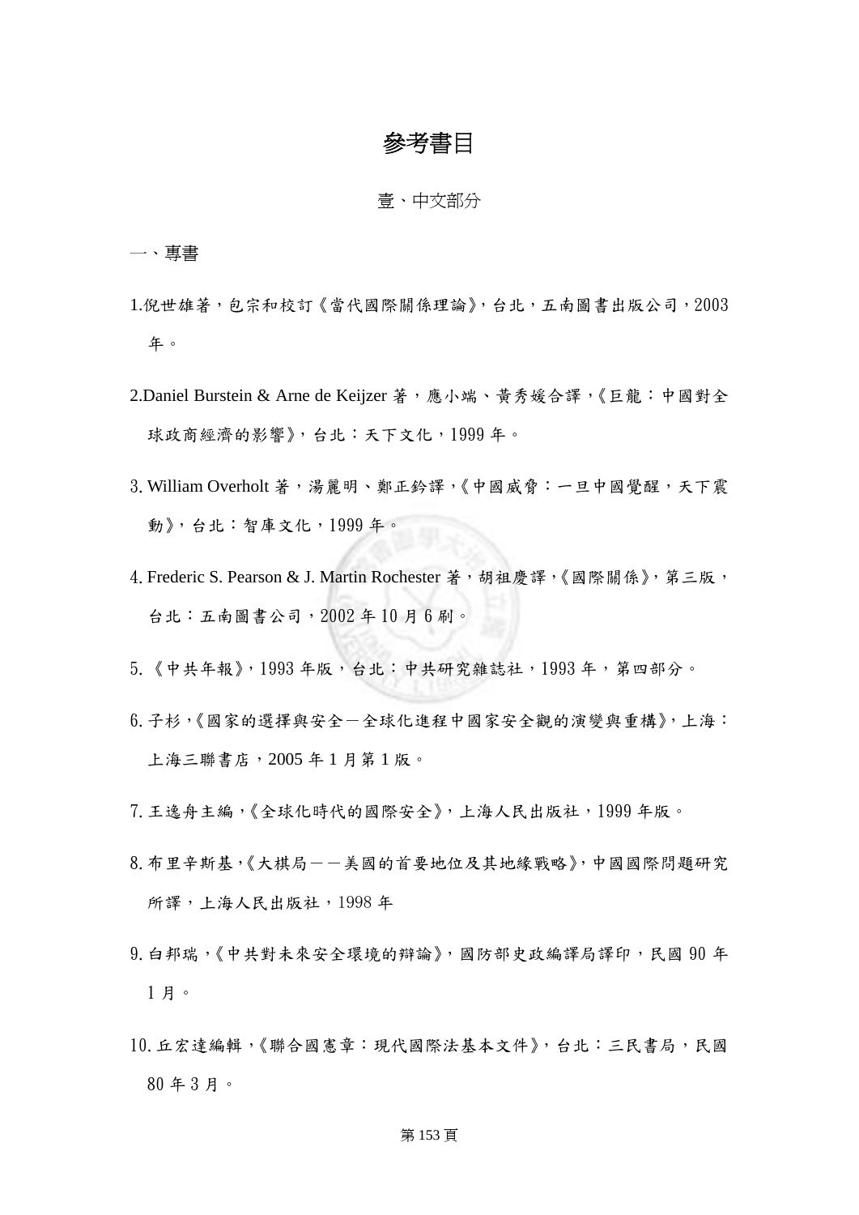# 參考書目

## 壹、中文部分

### 一、專書

1.倪世雄著，包宗和校訂《當代國際關係理論》，台北，五南圖書出版公司，2003年。

2.Daniel Burstein & Arne de Keijzer 著，應小端、黃秀媛合譯，《巨龍：中國對全球政商經濟的影響》，台北：天下文化，1999 年。

3. William Overholt 著，湯麗明、鄭正鈐譯，《中國威脅：一旦中國覺醒，天下震動》，台北：智庫文化，1999 年。

4. Frederic S. Pearson & J. Martin Rochester 著，胡祖慶譯，《國際關係》，第三版，台北：五南圖書公司，2002 年 10 月 6 刷。

5. 《中共年報》，1993 年版，台北：中共研究雜誌社，1993 年，第四部分。

6. 子杉，《國家的選擇與安全－全球化進程中國家安全觀的演變與重構》，上海：上海三聯書店，2005 年 1 月第 1 版。

7. 王逸舟主編，《全球化時代的國際安全》，上海人民出版社，1999 年版。

8. 布里辛斯基，《大棋局－－美國的首要地位及其地緣戰略》，中國國際問題研究所譯，上海人民出版社，1998 年

9. 白邦瑞，《中共對未來安全環境的辯論》，國防部史政編譯局譯印，民國 90 年 1 月。

10. 丘宏達編輯，《聯合國憲章：現代國際法基本文件》，台北：三民書局，民國 80 年 3 月。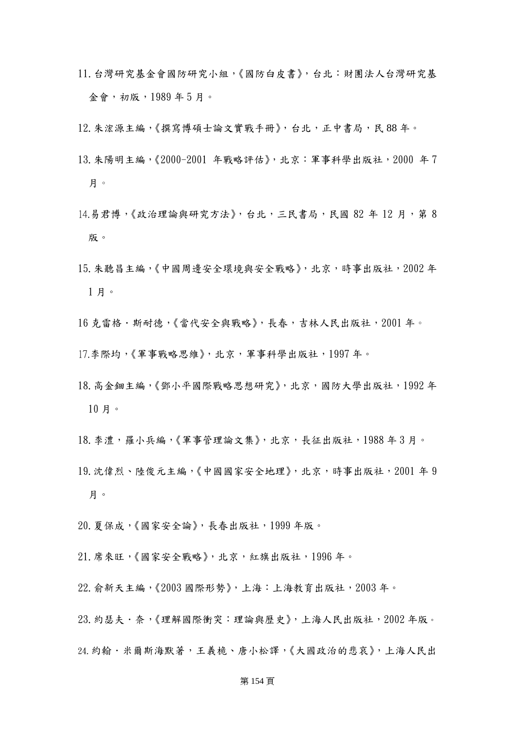11. 台灣研究基金會國防研究小組，《國防白皮書》，台北：財團法人台灣研究基金會，初版，1989 年 5 月。

12. 朱浤源主編，《撰寫博碩士論文實戰手冊》，台北，正中書局，民 88 年。

13. 朱陽明主編，《2000-2001 年戰略評估》，北京：軍事科學出版社，2000 年 7 月。

14.易君博，《政治理論與研究方法》，台北，三民書局，民國 82 年 12 月，第 8 版。

15. 朱聽昌主編，《中國周邊安全環境與安全戰略》，北京，時事出版社，2002 年 1 月。

16 克雷格・斯耐德，《當代安全與戰略》，長春，吉林人民出版社，2001 年。

17.李際均，《軍事戰略思維》，北京，軍事科學出版社，1997 年。

18. 高金鈿主編，《鄧小平國際戰略思想研究》，北京，國防大學出版社，1992 年 10 月。

18. 李澧，羅小兵編，《軍事管理論文集》，北京，長征出版社，1988 年 3 月。

19. 沈偉烈、陸俊元主編，《中國國家安全地理》，北京，時事出版社，2001 年 9 月。

20. 夏保成，《國家安全論》，長春出版社，1999 年版。

21. 席來旺，《國家安全戰略》，北京，紅旗出版社，1996 年。

22. 俞新天主編，《2003 國際形勢》，上海：上海教育出版社，2003 年。

23. 約瑟夫・奈，《理解國際衝突：理論與歷史》，上海人民出版社，2002 年版。

24. 約翰・米爾斯海默著，王義桅、唐小松譯，《大國政治的悲哀》，上海人民出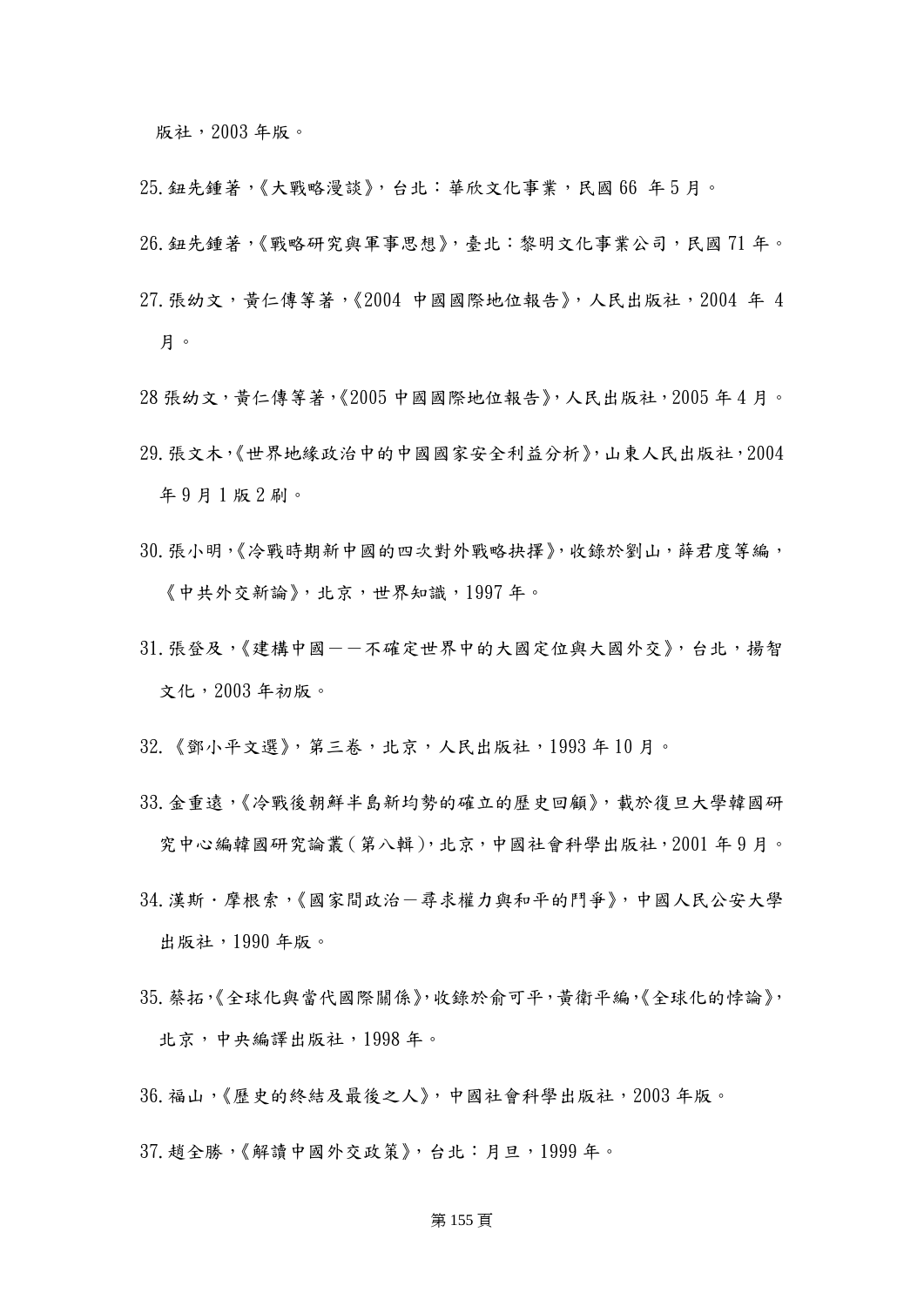版社，2003 年版。

25. 鈕先鍾著，《大戰略漫談》，台北：華欣文化事業，民國 66 年 5 月。

26. 鈕先鍾著，《戰略研究與軍事思想》，臺北：黎明文化事業公司，民國 71 年。

27. 張幼文，黃仁傳等著，《2004 中國國際地位報告》，人民出版社，2004 年 4 月。

28 張幼文，黃仁傳等著，《2005 中國國際地位報告》，人民出版社，2005 年 4 月。

29. 張文木，《世界地緣政治中的中國國家安全利益分析》，山東人民出版社，2004 年 9 月 1 版 2 刷。

30. 張小明，《冷戰時期新中國的四次對外戰略抉擇》，收錄於劉山，薛君度等編，《中共外交新論》，北京，世界知識，1997 年。

31. 張登及，《建構中國——不確定世界中的大國定位與大國外交》，台北，揚智文化，2003 年初版。

32. 《鄧小平文選》，第三卷，北京，人民出版社，1993 年 10 月。

33. 金重遠，《冷戰後朝鮮半島新均勢的確立的歷史回顧》，載於復旦大學韓國研究中心編韓國研究論叢（第八輯），北京，中國社會科學出版社，2001 年 9 月。

34. 漢斯・摩根索，《國家間政治－尋求權力與和平的鬥爭》，中國人民公安大學出版社，1990 年版。

35. 蔡拓，《全球化與當代國際關係》，收錄於俞可平，黃衛平編，《全球化的悖論》，北京，中央編譯出版社，1998 年。

36. 福山，《歷史的終結及最後之人》，中國社會科學出版社，2003 年版。

37. 趙全勝，《解讀中國外交政策》，台北：月旦，1999 年。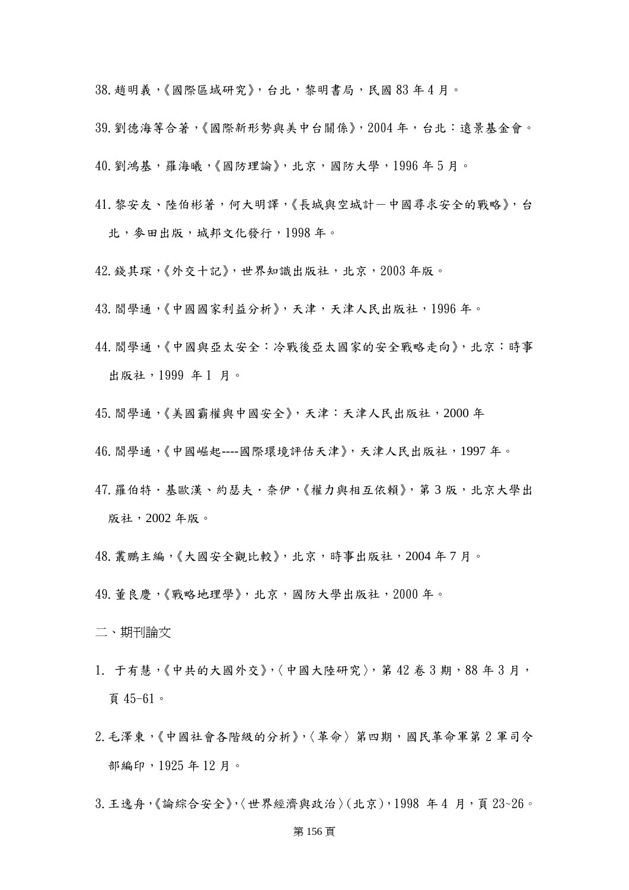38. 趙明義，《國際區域研究》，台北，黎明書局，民國 83 年 4 月。

39. 劉德海等合著，《國際新形勢與美中台關係》，2004 年，台北：遠景基金會。

40. 劉鴻基，羅海曦，《國防理論》，北京，國防大學，1996 年 5 月。

41. 黎安友、陸伯彬著，何大明譯，《長城與空城計－中國尋求安全的戰略》，台北，麥田出版，城邦文化發行，1998 年。

42. 錢其琛，《外交十記》，世界知識出版社，北京，2003 年版。

43. 閻學通，《中國國家利益分析》，天津，天津人民出版社，1996 年。

44. 閻學通，《中國與亞太安全：冷戰後亞太國家的安全戰略走向》，北京：時事出版社，1999 年 1 月。

45. 閻學通，《美國霸權與中國安全》，天津：天津人民出版社，2000 年

46. 閻學通，《中國崛起----國際環境評估天津》，天津人民出版社，1997 年。

47. 羅伯特．基歐漢、約瑟夫．奈伊，《權力與相互依賴》，第 3 版，北京大學出版社，2002 年版。

48. 叢鵬主編，《大國安全觀比較》，北京，時事出版社，2004 年 7 月。

49. 董良慶，《戰略地理學》，北京，國防大學出版社，2000 年。

二、期刊論文

1. 于有慧，《中共的大國外交》，〈中國大陸研究〉，第 42 卷 3 期，88 年 3 月，頁 45-61。

2. 毛澤東，《中國社會各階級的分析》，〈革命〉第四期，國民革命軍第 2 軍司令部編印，1925 年 12 月。

3. 王逸舟，《論綜合安全》，〈世界經濟與政治〉(北京)，1998 年 4 月，頁 23~26。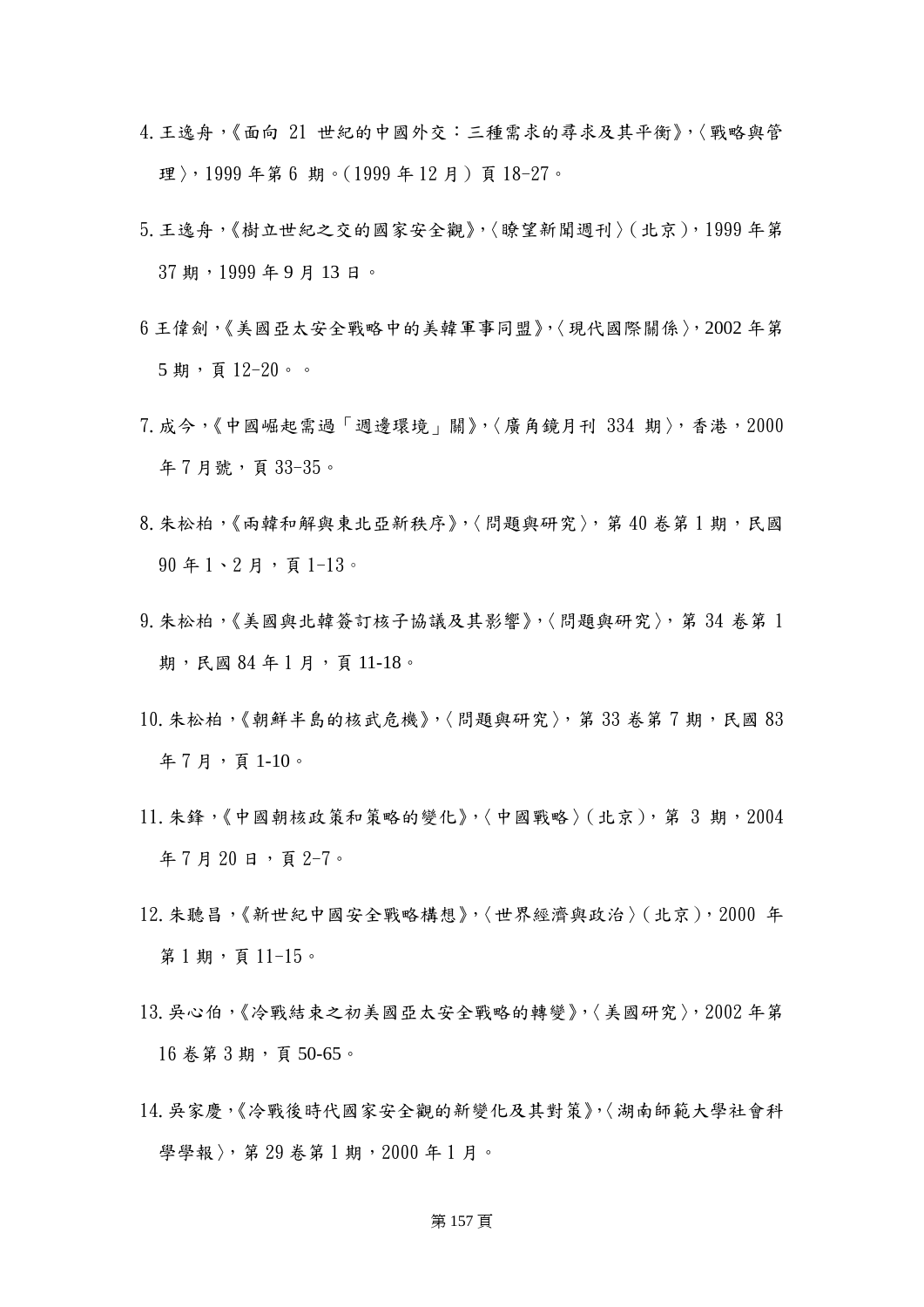4. 王逸舟，《面向 21 世紀的中國外交：三種需求的尋求及其平衡》，〈戰略與管理〉，1999 年第 6 期。(1999 年 12 月) 頁 18-27。

5. 王逸舟，《樹立世紀之交的國家安全觀》，〈瞭望新聞週刊〉(北京)，1999 年第 37 期，1999 年 9 月 13 日。

6 王偉劍，《美國亞太安全戰略中的美韓軍事同盟》，〈現代國際關係〉，2002 年第 5 期，頁 12-20。。

7. 成今，《中國崛起需過「週邊環境」關》，〈廣角鏡月刊 334 期〉，香港，2000 年 7 月號，頁 33-35。

8. 朱松柏，《兩韓和解與東北亞新秩序》，〈問題與研究〉，第 40 卷第 1 期，民國 90 年 1、2 月，頁 1-13。

9. 朱松柏，《美國與北韓簽訂核子協議及其影響》，〈問題與研究〉，第 34 卷第 1 期，民國 84 年 1 月，頁 11-18。

10. 朱松柏，《朝鮮半島的核武危機》，〈問題與研究〉，第 33 卷第 7 期，民國 83 年 7 月，頁 1-10。

11. 朱鋒，《中國朝核政策和策略的變化》，〈中國戰略〉(北京)，第 3 期，2004 年 7 月 20 日，頁 2-7。

12. 朱聽昌，《新世紀中國安全戰略構想》，〈世界經濟與政治〉(北京)，2000 年第 1 期，頁 11-15。

13. 吳心伯，《冷戰結束之初美國亞太安全戰略的轉變》，〈美國研究〉，2002 年第 16 卷第 3 期，頁 50-65。

14. 吳家慶，《冷戰後時代國家安全觀的新變化及其對策》，〈湖南師範大學社會科學學報〉，第 29 卷第 1 期，2000 年 1 月。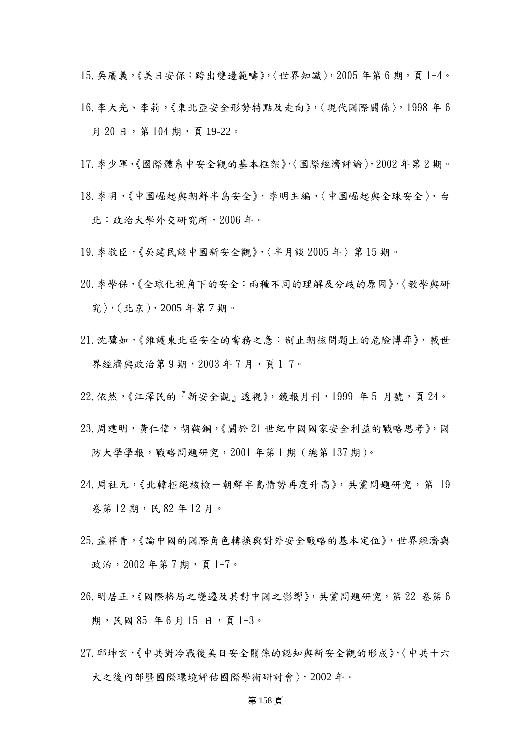15. 吳廣義，《美日安保：跨出雙邊範疇》，〈世界知識〉，2005 年第 6 期，頁 1-4。

16. 李大光、李莉，《東北亞安全形勢特點及走向》，〈現代國際關係〉，1998 年 6 月 20 日，第 104 期，頁 19-22。

17. 李少軍，《國際體系中安全觀的基本框架》，〈國際經濟評論〉，2002 年第 2 期。

18. 李明，《中國崛起與朝鮮半島安全》，李明主編，〈中國崛起與全球安全〉，台北：政治大學外交研究所，2006 年。

19. 李敬臣，《吳建民談中國新安全觀》，〈半月談 2005 年〉第 15 期。

20. 李學保，《全球化視角下的安全：兩種不同的理解及分歧的原因》，〈教學與研究〉，(北京)，2005 年第 7 期。

21. 沈驥如，《維護東北亞安全的當務之急：制止朝核問題上的危險博弈》，載世界經濟與政治第 9 期，2003 年 7 月，頁 1-7。

22. 依然，《江澤民的『新安全觀』透視》，鏡報月刊，1999 年 5 月號，頁 24。

23. 周建明，黃仁偉，胡鞍鋼，《關於 21 世紀中國國家安全利益的戰略思考》，國防大學學報，戰略問題研究，2001 年第 1 期(總第 137 期)。

24. 周祉元，《北韓拒絕核檢－朝鮮半島情勢再度升高》，共黨問題研究，第 19 卷第 12 期，民 82 年 12 月。

25. 孟祥青，《論中國的國際角色轉換與對外安全戰略的基本定位》，世界經濟與政治，2002 年第 7 期，頁 1-7。

26. 明居正，《國際格局之變遷及其對中國之影響》，共黨問題研究，第 22 卷第 6 期，民國 85 年 6 月 15 日，頁 1-3。

27. 邱坤玄，《中共對冷戰後美日安全關係的認知與新安全觀的形成》，〈中共十六大之後內部暨國際環境評估國際學術研討會〉，2002 年。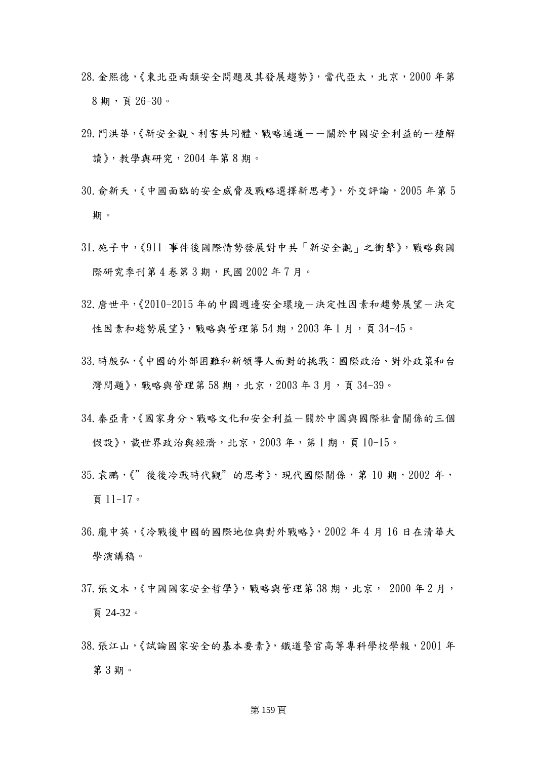28. 金熙德，《東北亞兩類安全問題及其發展趨勢》，當代亞太，北京，2000 年第 8 期，頁 26-30。

29. 門洪華，《新安全觀、利害共同體、戰略通道——關於中國安全利益的一種解讀》，教學與研究，2004 年第 8 期。

30. 俞新天，《中國面臨的安全威脅及戰略選擇新思考》，外交評論，2005 年第 5 期。

31. 施子中，《911 事件後國際情勢發展對中共「新安全觀」之衝擊》，戰略與國際研究季刊第 4 卷第 3 期，民國 2002 年 7 月。

32. 唐世平，《2010-2015 年的中國週邊安全環境－決定性因素和趨勢展望－決定性因素和趨勢展望》，戰略與管理第 54 期，2003 年 1 月，頁 34-45。

33. 時殷弘，《中國的外部困難和新領導人面對的挑戰：國際政治、對外政策和台灣問題》，戰略與管理第 58 期，北京，2003 年 3 月，頁 34-39。

34. 秦亞青，《國家身分、戰略文化和安全利益－關於中國與國際社會關係的三個假設》，載世界政治與經濟，北京，2003 年，第 1 期，頁 10-15。

35. 袁鵬，《”後後冷戰時代觀”的思考》，現代國際關係，第 10 期，2002 年，頁 11-17。

36. 龐中英，《冷戰後中國的國際地位與對外戰略》，2002 年 4 月 16 日在清華大學演講稿。

37. 張文木，《中國國家安全哲學》，戰略與管理第 38 期，北京， 2000 年 2 月，頁 24-32。

38. 張江山，《試論國家安全的基本要素》，鐵道警官高等專科學校學報，2001 年第 3 期。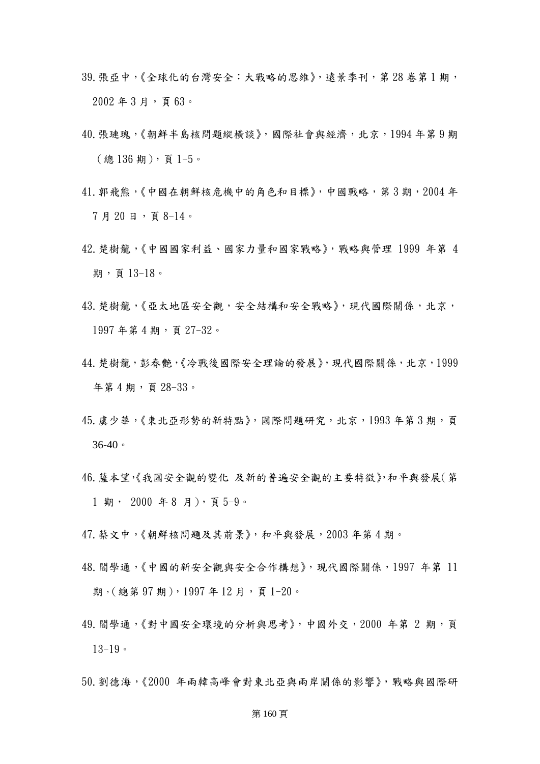39. 張亞中，《全球化的台灣安全：大戰略的思維》，遠景季刊，第 28 卷第 1 期，2002 年 3 月，頁 63。

40. 張璉瑰，《朝鮮半島核問題縱橫談》，國際社會與經濟，北京，1994 年第 9 期（總 136 期），頁 1-5。

41. 郭飛熊，《中國在朝鮮核危機中的角色和目標》，中國戰略，第 3 期，2004 年 7 月 20 日，頁 8-14。

42. 楚樹龍，《中國國家利益、國家力量和國家戰略》，戰略與管理 1999 年第 4 期，頁 13-18。

43. 楚樹龍，《亞太地區安全觀，安全結構和安全戰略》，現代國際關係，北京，1997 年第 4 期，頁 27-32。

44. 楚樹龍，彭春艷，《冷戰後國際安全理論的發展》，現代國際關係，北京，1999 年第 4 期，頁 28-33。

45. 虞少華，《東北亞形勢的新特點》，國際問題研究，北京，1993 年第 3 期，頁 36-40。

46. 薩本望，《我國安全觀的變化 及新的普遍安全觀的主要特徵》，和平與發展（第 1 期， 2000 年 8 月），頁 5-9。

47. 蔡文中，《朝鮮核問題及其前景》，和平與發展，2003 年第 4 期。

48. 閻學通，《中國的新安全觀與安全合作構想》，現代國際關係，1997 年第 11 期，（總第 97 期），1997 年 12 月，頁 1-20。

49. 閻學通，《對中國安全環境的分析與思考》，中國外交，2000 年第 2 期，頁 13-19。

50. 劉德海，《2000 年兩韓高峰會對東北亞與兩岸關係的影響》，戰略與國際研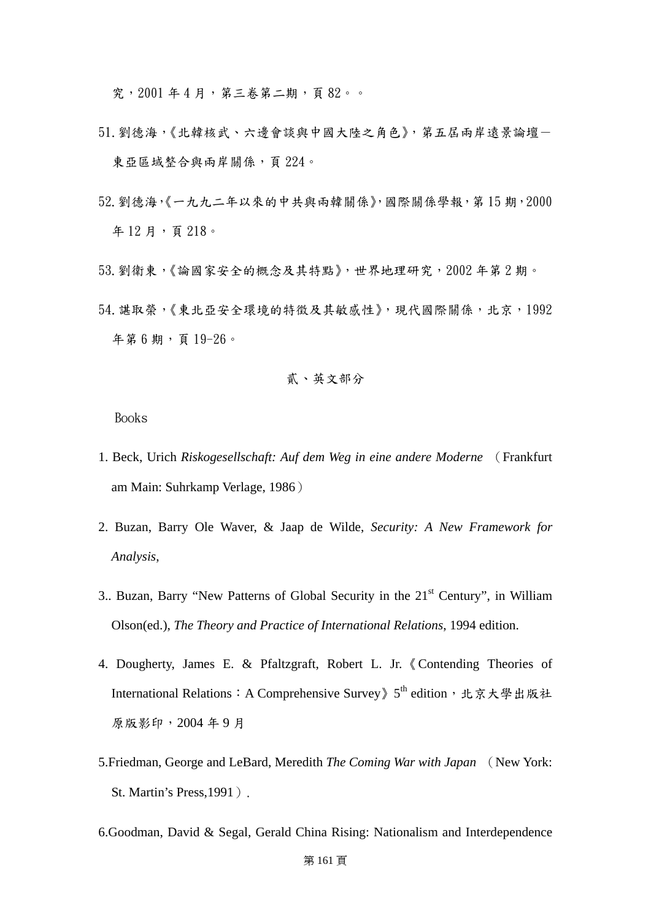究，2001 年 4 月，第三卷第二期，頁 82。。

51. 劉德海，《北韓核武、六邊會談與中國大陸之角色》，第五屆兩岸遠景論壇－東亞區域整合與兩岸關係，頁 224。

52. 劉德海，《一九九二年以來的中共與兩韓關係》，國際關係學報，第 15 期，2000 年 12 月，頁 218。

53. 劉衛東，《論國家安全的概念及其特點》，世界地理研究，2002 年第 2 期。

54. 譙取榮，《東北亞安全環境的特徵及其敏感性》，現代國際關係，北京，1992 年第 6 期，頁 19-26。

## 貳、英文部分

Books

1. Beck, Ulrich *Riskogesellschaft: Auf dem Weg in eine andere Moderne* （Frankfurt am Main: Suhrkamp Verlage, 1986）

2. Buzan, Barry Ole Waver, & Jaap de Wilde, *Security: A New Framework for Analysis*,

3.. Buzan, Barry "New Patterns of Global Security in the 21st Century", in William Olson(ed.), *The Theory and Practice of International Relations*, 1994 edition.

4. Dougherty, James E. & Pfaltzgraft, Robert L. Jr.《Contending Theories of International Relations：A Comprehensive Survey》5th edition，北京大學出版社原版影印，2004 年 9 月

5.Friedman, George and LeBard, Meredith *The Coming War with Japan* （New York: St. Martin's Press,1991）.

6.Goodman, David & Segal, Gerald China Rising: Nationalism and Interdependence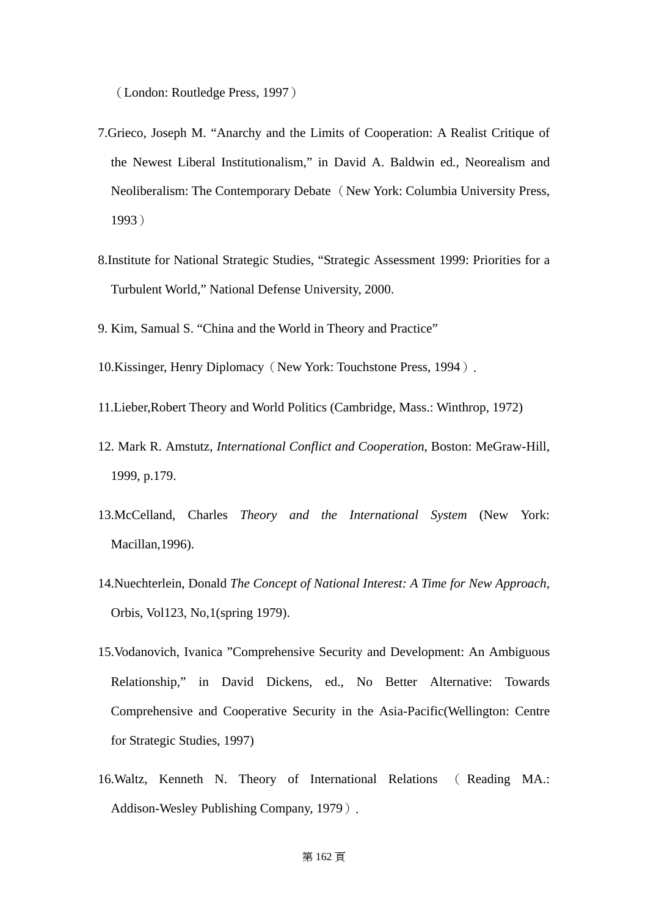（London: Routledge Press, 1997）

7.Grieco, Joseph M. “Anarchy and the Limits of Cooperation: A Realist Critique of the Newest Liberal Institutionalism,” in David A. Baldwin ed., Neorealism and Neoliberalism: The Contemporary Debate（New York: Columbia University Press, 1993）

8.Institute for National Strategic Studies, “Strategic Assessment 1999: Priorities for a Turbulent World,” National Defense University, 2000.

9. Kim, Samual S. “China and the World in Theory and Practice”

10.Kissinger, Henry Diplomacy（New York: Touchstone Press, 1994）.

11.Lieber,Robert Theory and World Politics (Cambridge, Mass.: Winthrop, 1972)

12. Mark R. Amstutz, *International Conflict and Cooperation*, Boston: MeGraw-Hill, 1999, p.179.

13.McCelland, Charles *Theory and the International System* (New York: Macillan,1996).

14.Nuechterlein, Donald *The Concept of National Interest: A Time for New Approach*, Orbis, Vol123, No,1(spring 1979).

15.Vodanovich, Ivanica ”Comprehensive Security and Development: An Ambiguous Relationship,” in David Dickens, ed., No Better Alternative: Towards Comprehensive and Cooperative Security in the Asia-Pacific(Wellington: Centre for Strategic Studies, 1997)

16.Waltz, Kenneth N. Theory of International Relations （Reading MA.: Addison-Wesley Publishing Company, 1979）.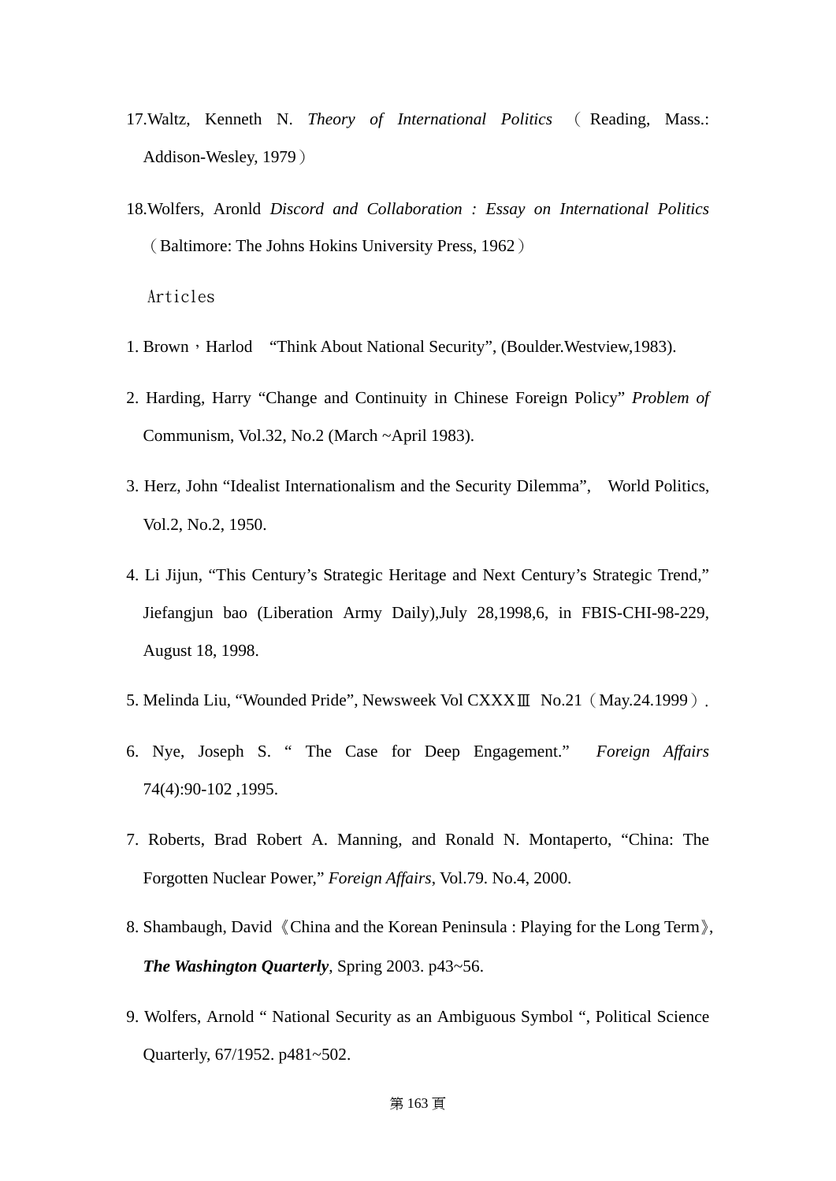17.Waltz, Kenneth N. *Theory of International Politics* （Reading, Mass.: Addison-Wesley, 1979）

18.Wolfers, Aronld *Discord and Collaboration : Essay on International Politics* （Baltimore: The Johns Hokins University Press, 1962）

Articles

1. Brown，Harlod　“Think About National Security”, (Boulder.Westview,1983).

2. Harding, Harry “Change and Continuity in Chinese Foreign Policy” *Problem of* Communism, Vol.32, No.2 (March ~April 1983).

3. Herz, John “Idealist Internationalism and the Security Dilemma”,　World Politics, Vol.2, No.2, 1950.

4. Li Jijun, “This Century’s Strategic Heritage and Next Century’s Strategic Trend,” Jiefangjun bao (Liberation Army Daily),July 28,1998,6, in FBIS-CHI-98-229, August 18, 1998.

5. Melinda Liu, “Wounded Pride”, Newsweek Vol CXXXⅢ No.21（May.24.1999）.

6. Nye, Joseph S. “ The Case for Deep Engagement.” *Foreign Affairs* 74(4):90-102 ,1995.

7. Roberts, Brad Robert A. Manning, and Ronald N. Montaperto, “China: The Forgotten Nuclear Power,” *Foreign Affairs*, Vol.79. No.4, 2000.

8. Shambaugh, David《China and the Korean Peninsula : Playing for the Long Term》, ***The Washington Quarterly***, Spring 2003. p43~56.

9. Wolfers, Arnold “ National Security as an Ambiguous Symbol “, Political Science Quarterly, 67/1952. p481~502.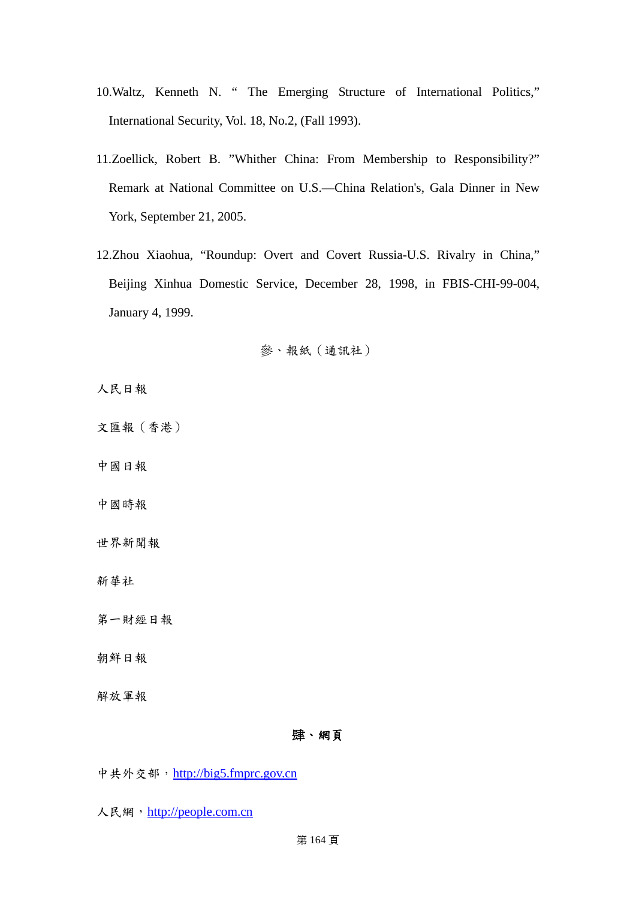10.Waltz, Kenneth N. “ The Emerging Structure of International Politics,” International Security, Vol. 18, No.2, (Fall 1993).

11.Zoellick, Robert B. ”Whither China: From Membership to Responsibility?” Remark at National Committee on U.S.—China Relation's, Gala Dinner in New York, September 21, 2005.

12.Zhou Xiaohua, “Roundup: Overt and Covert Russia-U.S. Rivalry in China,” Beijing Xinhua Domestic Service, December 28, 1998, in FBIS-CHI-99-004, January 4, 1999.

## 參、報紙（通訊社）

人民日報

文匯報（香港）

中國日報

中國時報

世界新聞報

新華社

第一財經日報

朝鮮日報

解放軍報

## 肆、網頁

中共外交部，http://big5.fmprc.gov.cn

人民網，http://people.com.cn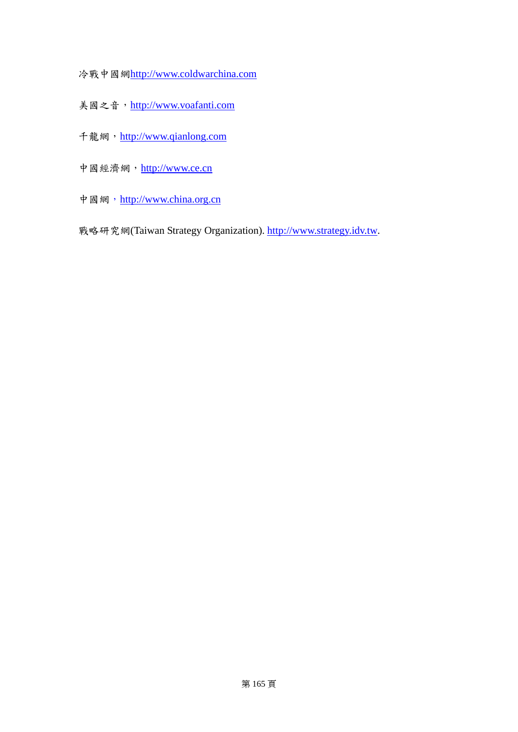冷戰中國網http://www.coldwarchina.com

美國之音，http://www.voafanti.com

千龍網，http://www.qianlong.com

中國經濟網，http://www.ce.cn

中國網，http://www.china.org.cn

戰略研究網(Taiwan Strategy Organization). http://www.strategy.idv.tw.